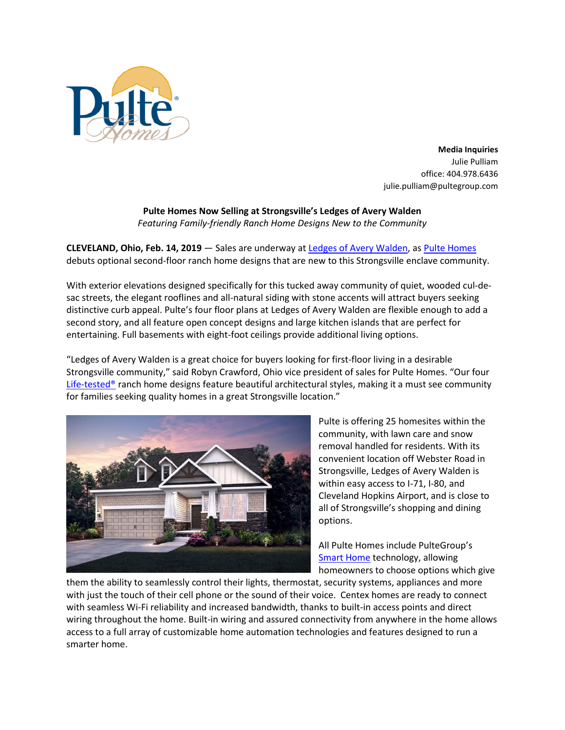**Media Inquiries**
Julie Pulliam
office: 404.978.6436
julie.pulliam@pultegroup.com

**Pulte Homes Now Selling at Strongsville's Ledges of Avery Walden**
*Featuring Family-friendly Ranch Home Designs New to the Community*

**CLEVELAND, Ohio, Feb. 14, 2019** — Sales are underway at Ledges of Avery Walden, as Pulte Homes debuts optional second-floor ranch home designs that are new to this Strongsville enclave community.

With exterior elevations designed specifically for this tucked away community of quiet, wooded cul-de-sac streets, the elegant rooflines and all-natural siding with stone accents will attract buyers seeking distinctive curb appeal. Pulte's four floor plans at Ledges of Avery Walden are flexible enough to add a second story, and all feature open concept designs and large kitchen islands that are perfect for entertaining. Full basements with eight-foot ceilings provide additional living options.

"Ledges of Avery Walden is a great choice for buyers looking for first-floor living in a desirable Strongsville community," said Robyn Crawford, Ohio vice president of sales for Pulte Homes. "Our four Life-tested® ranch home designs feature beautiful architectural styles, making it a must see community for families seeking quality homes in a great Strongsville location."

Pulte is offering 25 homesites within the community, with lawn care and snow removal handled for residents. With its convenient location off Webster Road in Strongsville, Ledges of Avery Walden is within easy access to I-71, I-80, and Cleveland Hopkins Airport, and is close to all of Strongsville's shopping and dining options.

All Pulte Homes include PulteGroup's Smart Home technology, allowing homeowners to choose options which give them the ability to seamlessly control their lights, thermostat, security systems, appliances and more with just the touch of their cell phone or the sound of their voice. Centex homes are ready to connect with seamless Wi-Fi reliability and increased bandwidth, thanks to built-in access points and direct wiring throughout the home. Built-in wiring and assured connectivity from anywhere in the home allows access to a full array of customizable home automation technologies and features designed to run a smarter home.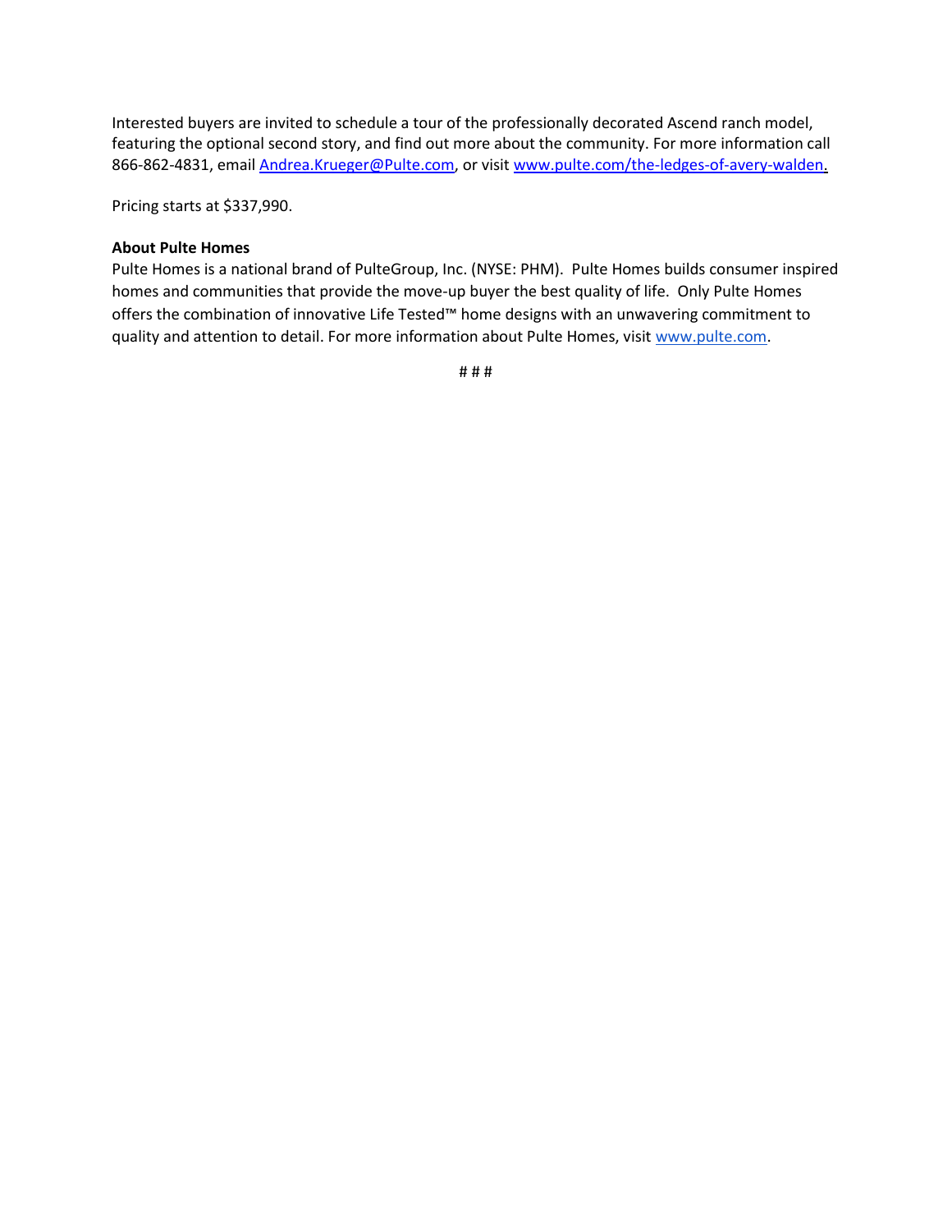Interested buyers are invited to schedule a tour of the professionally decorated Ascend ranch model, featuring the optional second story, and find out more about the community. For more information call 866-862-4831, email Andrea.Krueger@Pulte.com, or visit www.pulte.com/the-ledges-of-avery-walden.

Pricing starts at $337,990.

**About Pulte Homes**

Pulte Homes is a national brand of PulteGroup, Inc. (NYSE: PHM). Pulte Homes builds consumer inspired homes and communities that provide the move-up buyer the best quality of life. Only Pulte Homes offers the combination of innovative Life Tested™ home designs with an unwavering commitment to quality and attention to detail. For more information about Pulte Homes, visit www.pulte.com.

# # #